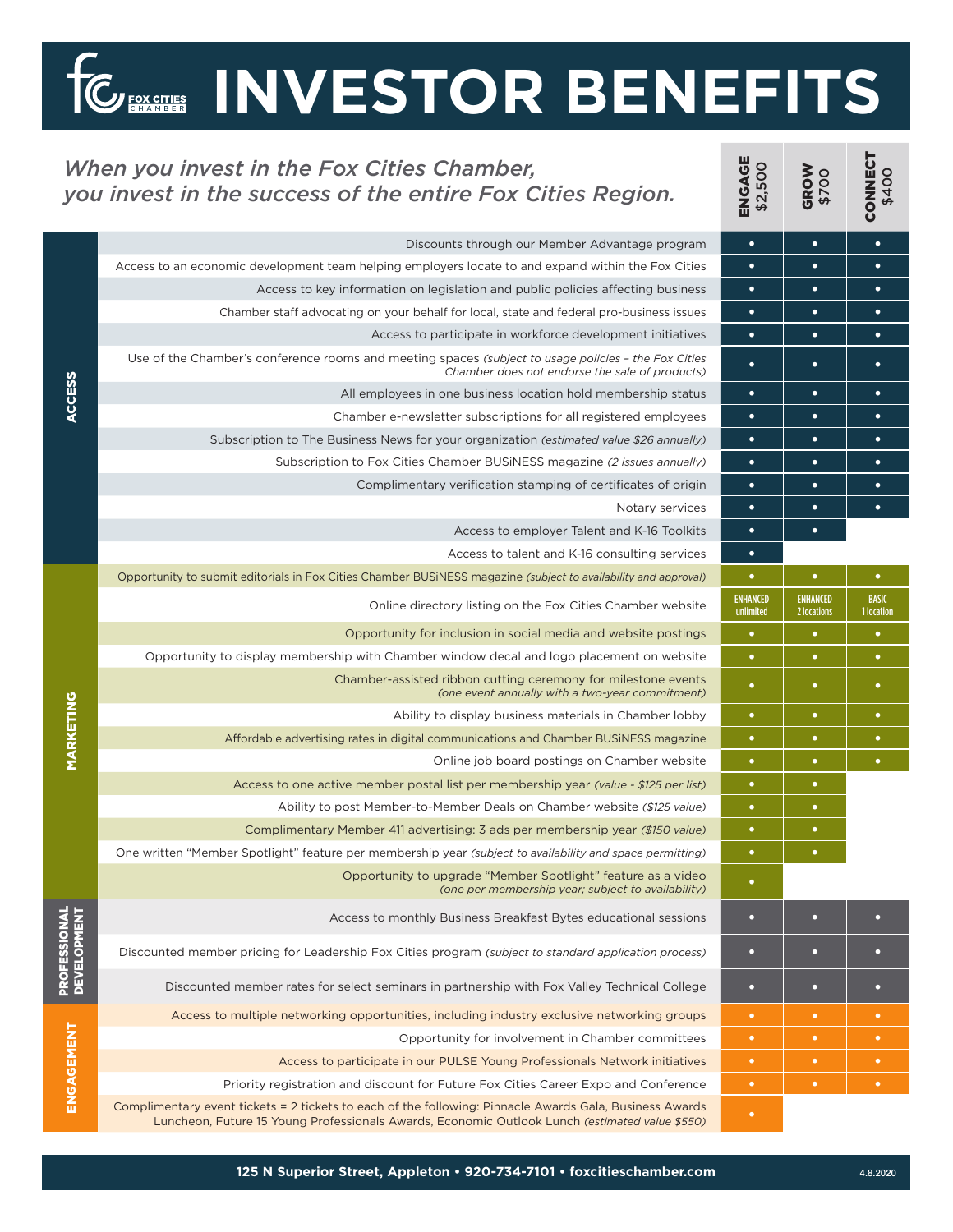# INVESTOR BENEFITS

*When you invest in the Fox Cities Chamber, you invest in the success of the entire Fox Cities Region.*

| Category | Benefit | ENGAGE $2,500 | GROW $700 | CONNECT $400 |
|---|---|---|---|---|
| ACCESS | Discounts through our Member Advantage program | • | • | • |
| | Access to an economic development team helping employers locate to and expand within the Fox Cities | • | • | • |
| | Access to key information on legislation and public policies affecting business | • | • | • |
| | Chamber staff advocating on your behalf for local, state and federal pro-business issues | • | • | • |
| | Access to participate in workforce development initiatives | • | • | • |
| | Use of the Chamber's conference rooms and meeting spaces *(subject to usage policies – the Fox Cities Chamber does not endorse the sale of products)* | • | • | • |
| | All employees in one business location hold membership status | • | • | • |
| | Chamber e-newsletter subscriptions for all registered employees | • | • | • |
| | Subscription to The Business News for your organization *(estimated value $26 annually)* | • | • | • |
| | Subscription to Fox Cities Chamber BUSiNESS magazine *(2 issues annually)* | • | • | • |
| | Complimentary verification stamping of certificates of origin | • | • | • |
| | Notary services | • | • | • |
| | Access to employer Talent and K-16 Toolkits | • | • | |
| | Access to talent and K-16 consulting services | • | | |
| MARKETING | Opportunity to submit editorials in Fox Cities Chamber BUSiNESS magazine *(subject to availability and approval)* | • | • | • |
| | Online directory listing on the Fox Cities Chamber website | ENHANCED unlimited | ENHANCED 2 locations | BASIC 1 location |
| | Opportunity for inclusion in social media and website postings | • | • | • |
| | Opportunity to display membership with Chamber window decal and logo placement on website | • | • | • |
| | Chamber-assisted ribbon cutting ceremony for milestone events *(one event annually with a two-year commitment)* | • | • | • |
| | Ability to display business materials in Chamber lobby | • | • | • |
| | Affordable advertising rates in digital communications and Chamber BUSiNESS magazine | • | • | • |
| | Online job board postings on Chamber website | • | • | • |
| | Access to one active member postal list per membership year *(value - $125 per list)* | • | • | |
| | Ability to post Member-to-Member Deals on Chamber website *($125 value)* | • | • | |
| | Complimentary Member 411 advertising: 3 ads per membership year *($150 value)* | • | • | |
| | One written "Member Spotlight" feature per membership year *(subject to availability and space permitting)* | • | • | |
| | Opportunity to upgrade "Member Spotlight" feature as a video *(one per membership year; subject to availability)* | • | | |
| PROFESSIONAL DEVELOPMENT | Access to monthly Business Breakfast Bytes educational sessions | • | • | • |
| | Discounted member pricing for Leadership Fox Cities program *(subject to standard application process)* | • | • | • |
| | Discounted member rates for select seminars in partnership with Fox Valley Technical College | • | • | • |
| ENGAGEMENT | Access to multiple networking opportunities, including industry exclusive networking groups | • | • | • |
| | Opportunity for involvement in Chamber committees | • | • | • |
| | Access to participate in our PULSE Young Professionals Network initiatives | • | • | • |
| | Priority registration and discount for Future Fox Cities Career Expo and Conference | • | • | • |
| | Complimentary event tickets = 2 tickets to each of the following: Pinnacle Awards Gala, Business Awards Luncheon, Future 15 Young Professionals Awards, Economic Outlook Lunch *(estimated value $550)* | • | | |

**125 N Superior Street, Appleton • 920-734-7101 • foxcitieschamber.com**

4.8.2020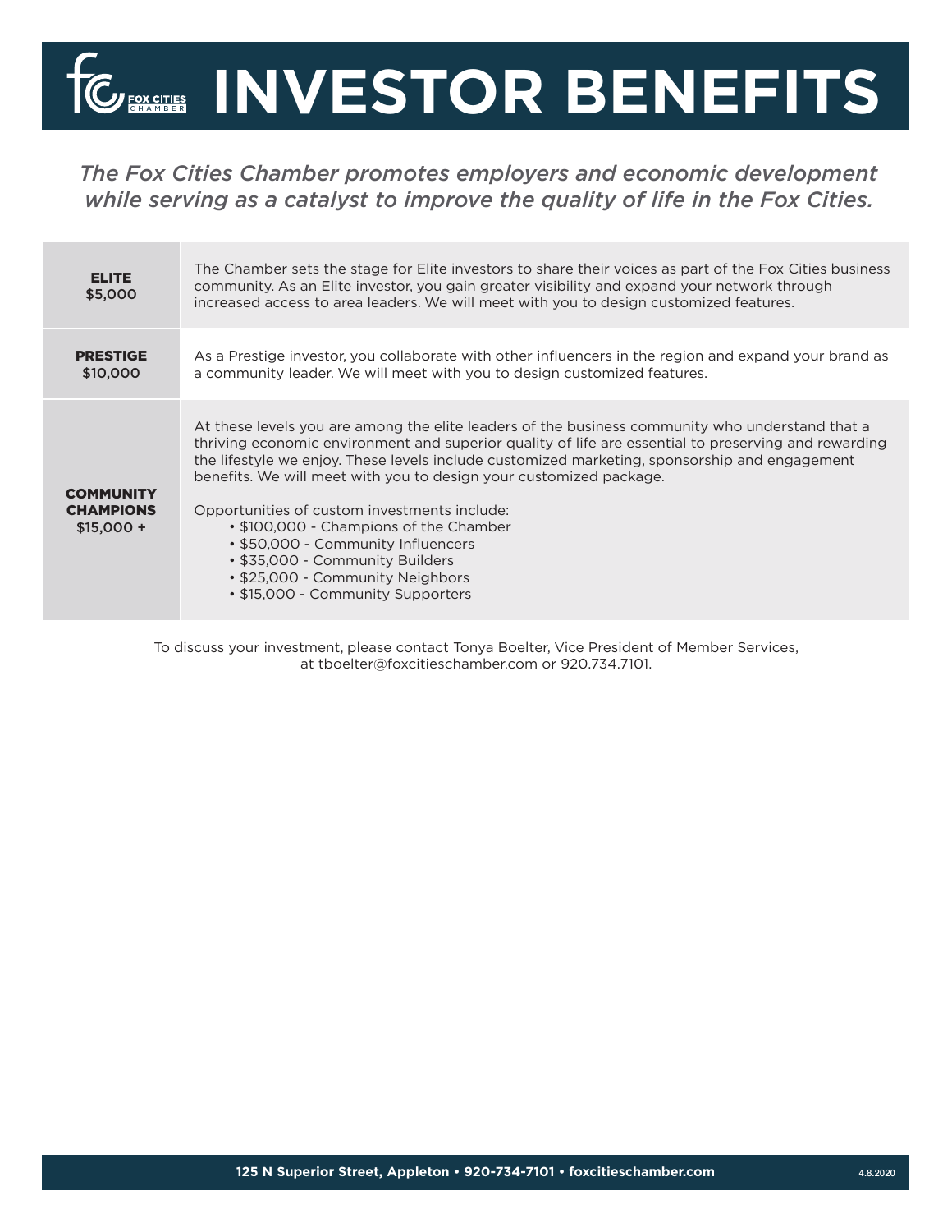# INVESTOR BENEFITS

*The Fox Cities Chamber promotes employers and economic development while serving as a catalyst to improve the quality of life in the Fox Cities.*

| | |
|---|---|
| **ELITE** $5,000 | The Chamber sets the stage for Elite investors to share their voices as part of the Fox Cities business community. As an Elite investor, you gain greater visibility and expand your network through increased access to area leaders. We will meet with you to design customized features. |
| **PRESTIGE** $10,000 | As a Prestige investor, you collaborate with other influencers in the region and expand your brand as a community leader. We will meet with you to design customized features. |
| **COMMUNITY CHAMPIONS** $15,000 + | At these levels you are among the elite leaders of the business community who understand that a thriving economic environment and superior quality of life are essential to preserving and rewarding the lifestyle we enjoy. These levels include customized marketing, sponsorship and engagement benefits. We will meet with you to design your customized package.<br><br>Opportunities of custom investments include:<br>• $100,000 - Champions of the Chamber<br>• $50,000 - Community Influencers<br>• $35,000 - Community Builders<br>• $25,000 - Community Neighbors<br>• $15,000 - Community Supporters |

To discuss your investment, please contact Tonya Boelter, Vice President of Member Services, at tboelter@foxcitieschamber.com or 920.734.7101.

**125 N Superior Street, Appleton • 920-734-7101 • foxcitieschamber.com**

4.8.2020